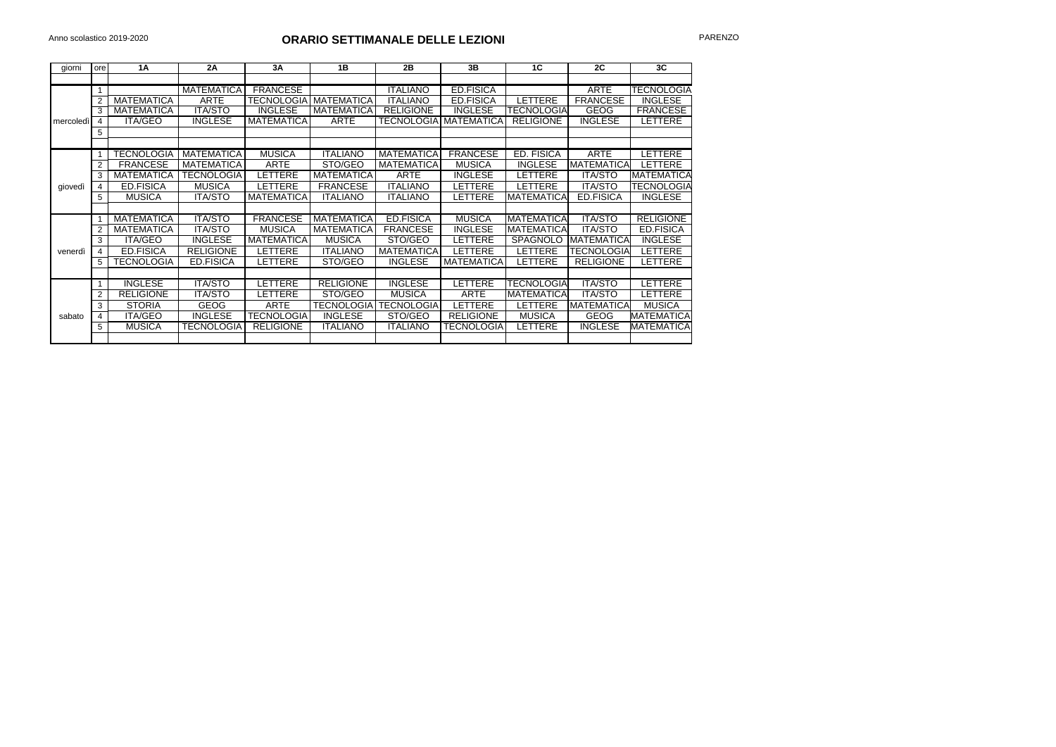Anno scolastico 2019-2020

# ORARIO SETTIMANALE DELLE LEZIONI

PARENZO

| giorni | ore | 1A | 2A | 3A | 1B | 2B | 3B | 1C | 2C | 3C |
|---|---|---|---|---|---|---|---|---|---|---|
| mercoledì | 1 | | MATEMATICA | FRANCESE | | ITALIANO | ED.FISICA | | ARTE | TECNOLOGIA |
| | 2 | MATEMATICA | ARTE | TECNOLOGIA | MATEMATICA | ITALIANO | ED.FISICA | LETTERE | FRANCESE | INGLESE |
| | 3 | MATEMATICA | ITA/STO | INGLESE | MATEMATICA | RELIGIONE | INGLESE | TECNOLOGIA | GEOG | FRANCESE |
| | 4 | ITA/GEO | INGLESE | MATEMATICA | ARTE | TECNOLOGIA | MATEMATICA | RELIGIONE | INGLESE | LETTERE |
| | 5 | | | | | | | | | |
| giovedì | 1 | TECNOLOGIA | MATEMATICA | MUSICA | ITALIANO | MATEMATICA | FRANCESE | ED. FISICA | ARTE | LETTERE |
| | 2 | FRANCESE | MATEMATICA | ARTE | STO/GEO | MATEMATICA | MUSICA | INGLESE | MATEMATICA | LETTERE |
| | 3 | MATEMATICA | TECNOLOGIA | LETTERE | MATEMATICA | ARTE | INGLESE | LETTERE | ITA/STO | MATEMATICA |
| | 4 | ED.FISICA | MUSICA | LETTERE | FRANCESE | ITALIANO | LETTERE | LETTERE | ITA/STO | TECNOLOGIA |
| | 5 | MUSICA | ITA/STO | MATEMATICA | ITALIANO | ITALIANO | LETTERE | MATEMATICA | ED.FISICA | INGLESE |
| venerdì | 1 | MATEMATICA | ITA/STO | FRANCESE | MATEMATICA | ED.FISICA | MUSICA | MATEMATICA | ITA/STO | RELIGIONE |
| | 2 | MATEMATICA | ITA/STO | MUSICA | MATEMATICA | FRANCESE | INGLESE | MATEMATICA | ITA/STO | ED.FISICA |
| | 3 | ITA/GEO | INGLESE | MATEMATICA | MUSICA | STO/GEO | LETTERE | SPAGNOLO | MATEMATICA | INGLESE |
| | 4 | ED.FISICA | RELIGIONE | LETTERE | ITALIANO | MATEMATICA | LETTERE | LETTERE | TECNOLOGIA | LETTERE |
| | 5 | TECNOLOGIA | ED.FISICA | LETTERE | STO/GEO | INGLESE | MATEMATICA | LETTERE | RELIGIONE | LETTERE |
| sabato | 1 | INGLESE | ITA/STO | LETTERE | RELIGIONE | INGLESE | LETTERE | TECNOLOGIA | ITA/STO | LETTERE |
| | 2 | RELIGIONE | ITA/STO | LETTERE | STO/GEO | MUSICA | ARTE | MATEMATICA | ITA/STO | LETTERE |
| | 3 | STORIA | GEOG | ARTE | TECNOLOGIA | TECNOLOGIA | LETTERE | LETTERE | MATEMATICA | MUSICA |
| | 4 | ITA/GEO | INGLESE | TECNOLOGIA | INGLESE | STO/GEO | RELIGIONE | MUSICA | GEOG | MATEMATICA |
| | 5 | MUSICA | TECNOLOGIA | RELIGIONE | ITALIANO | ITALIANO | TECNOLOGIA | LETTERE | INGLESE | MATEMATICA |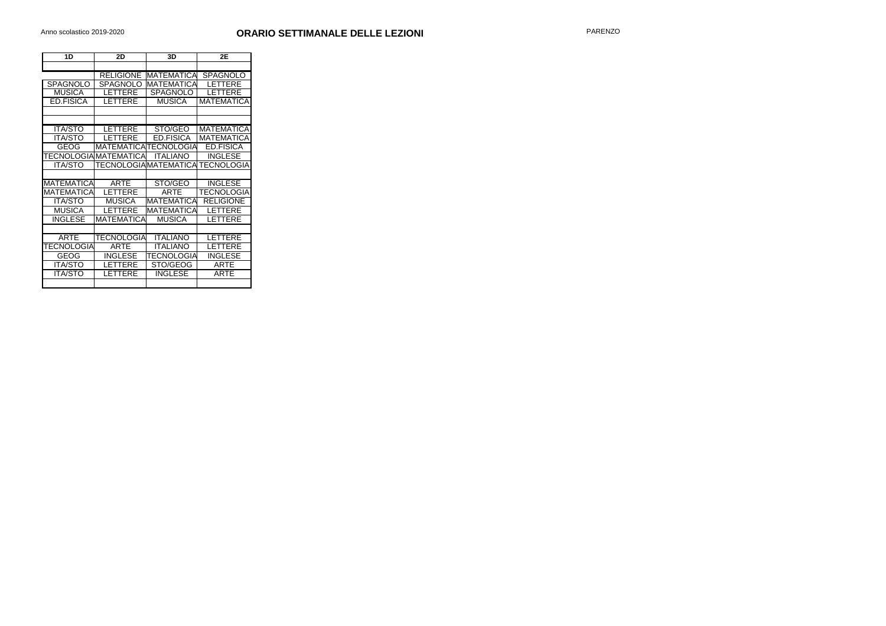Anno scolastico 2019-2020

# ORARIO SETTIMANALE DELLE LEZIONI

PARENZO

| 1D | 2D | 3D | 2E |
|---|---|---|---|
| | | | |
| | RELIGIONE | MATEMATICA | SPAGNOLO |
| SPAGNOLO | SPAGNOLO | MATEMATICA | LETTERE |
| MUSICA | LETTERE | SPAGNOLO | LETTERE |
| ED.FISICA | LETTERE | MUSICA | MATEMATICA |
| | | | |
| | | | |
| ITA/STO | LETTERE | STO/GEO | MATEMATICA |
| ITA/STO | LETTERE | ED.FISICA | MATEMATICA |
| GEOG | MATEMATICA | TECNOLOGIA | ED.FISICA |
| TECNOLOGIA | MATEMATICA | ITALIANO | INGLESE |
| ITA/STO | TECNOLOGIA | MATEMATICA | TECNOLOGIA |
| | | | |
| MATEMATICA | ARTE | STO/GEO | INGLESE |
| MATEMATICA | LETTERE | ARTE | TECNOLOGIA |
| ITA/STO | MUSICA | MATEMATICA | RELIGIONE |
| MUSICA | LETTERE | MATEMATICA | LETTERE |
| INGLESE | MATEMATICA | MUSICA | LETTERE |
| | | | |
| ARTE | TECNOLOGIA | ITALIANO | LETTERE |
| TECNOLOGIA | ARTE | ITALIANO | LETTERE |
| GEOG | INGLESE | TECNOLOGIA | INGLESE |
| ITA/STO | LETTERE | STO/GEOG | ARTE |
| ITA/STO | LETTERE | INGLESE | ARTE |
| | | | |